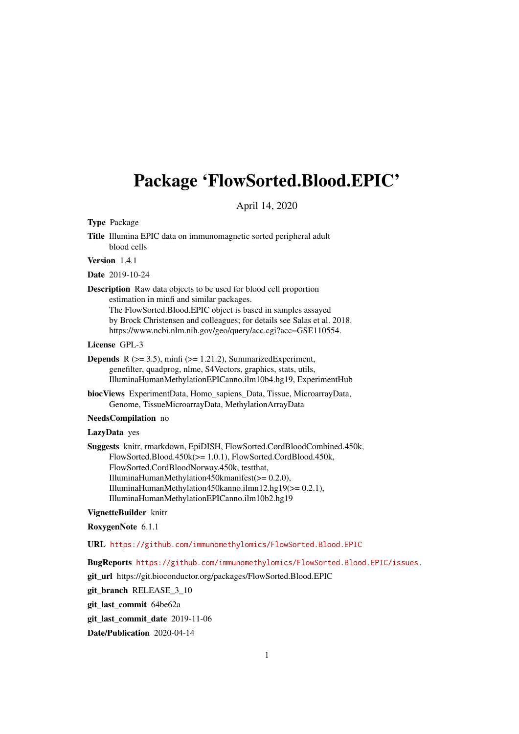# Package 'FlowSorted.Blood.EPIC'

April 14, 2020

**Type** Package

**Title** Illumina EPIC data on immunomagnetic sorted peripheral adult blood cells

**Version** 1.4.1

**Date** 2019-10-24

**Description** Raw data objects to be used for blood cell proportion estimation in minfi and similar packages.
The FlowSorted.Blood.EPIC object is based in samples assayed by Brock Christensen and colleagues; for details see Salas et al. 2018.
https://www.ncbi.nlm.nih.gov/geo/query/acc.cgi?acc=GSE110554.

**License** GPL-3

**Depends** R (>= 3.5), minfi (>= 1.21.2), SummarizedExperiment, genefilter, quadprog, nlme, S4Vectors, graphics, stats, utils, IlluminaHumanMethylationEPICanno.ilm10b4.hg19, ExperimentHub

**biocViews** ExperimentData, Homo_sapiens_Data, Tissue, MicroarrayData, Genome, TissueMicroarrayData, MethylationArrayData

**NeedsCompilation** no

**LazyData** yes

**Suggests** knitr, rmarkdown, EpiDISH, FlowSorted.CordBloodCombined.450k, FlowSorted.Blood.450k(>= 1.0.1), FlowSorted.CordBlood.450k, FlowSorted.CordBloodNorway.450k, testthat, IlluminaHumanMethylation450kmanifest(>= 0.2.0), IlluminaHumanMethylation450kanno.ilmn12.hg19(>= 0.2.1), IlluminaHumanMethylationEPICanno.ilm10b2.hg19

**VignetteBuilder** knitr

**RoxygenNote** 6.1.1

**URL** https://github.com/immunomethylomics/FlowSorted.Blood.EPIC

**BugReports** https://github.com/immunomethylomics/FlowSorted.Blood.EPIC/issues.

**git_url** https://git.bioconductor.org/packages/FlowSorted.Blood.EPIC

**git_branch** RELEASE_3_10

**git_last_commit** 64be62a

**git_last_commit_date** 2019-11-06

**Date/Publication** 2020-04-14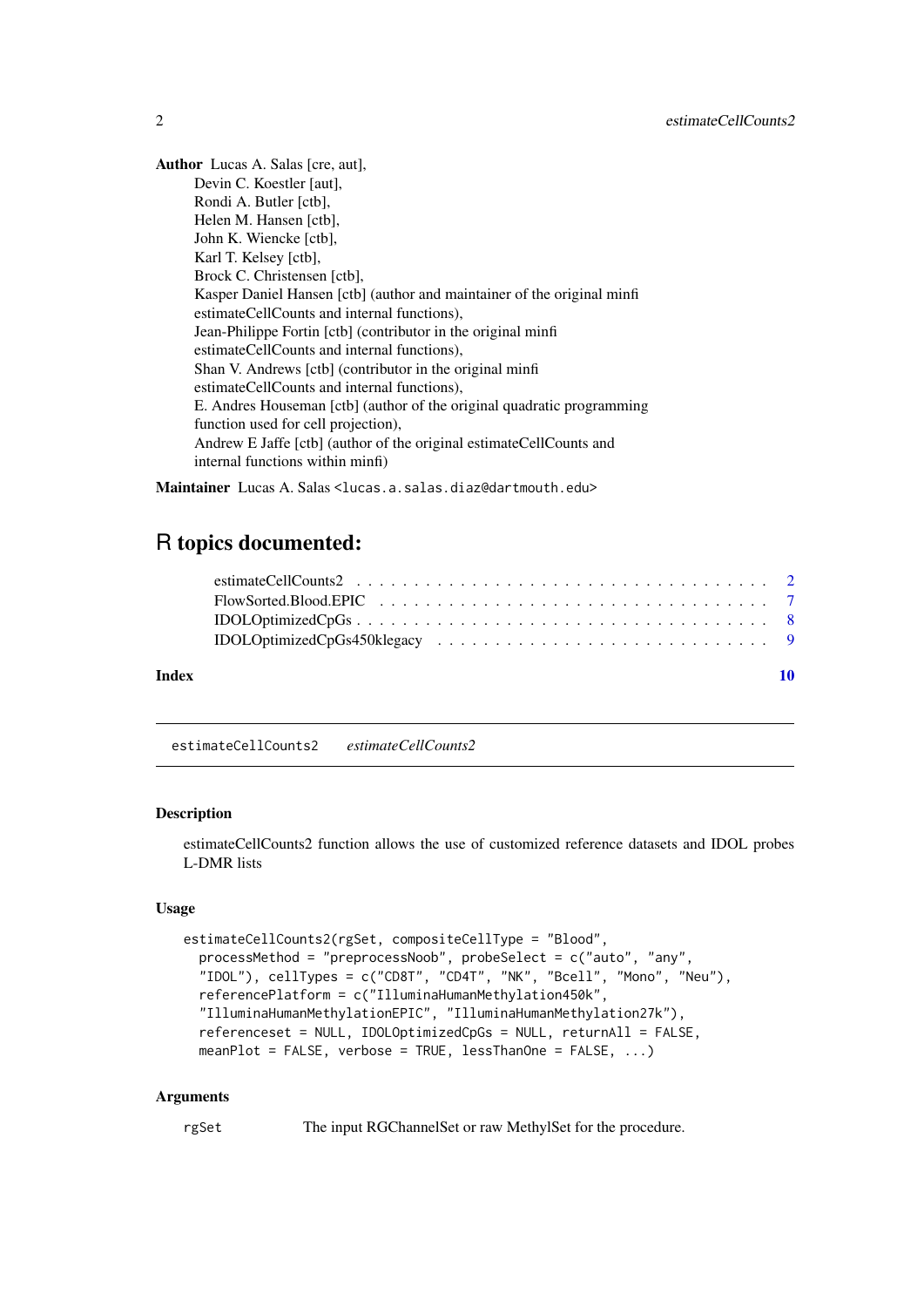**Author** Lucas A. Salas [cre, aut],
Devin C. Koestler [aut],
Rondi A. Butler [ctb],
Helen M. Hansen [ctb],
John K. Wiencke [ctb],
Karl T. Kelsey [ctb],
Brock C. Christensen [ctb],
Kasper Daniel Hansen [ctb] (author and maintainer of the original minfi estimateCellCounts and internal functions),
Jean-Philippe Fortin [ctb] (contributor in the original minfi estimateCellCounts and internal functions),
Shan V. Andrews [ctb] (contributor in the original minfi estimateCellCounts and internal functions),
E. Andres Houseman [ctb] (author of the original quadratic programming function used for cell projection),
Andrew E Jaffe [ctb] (author of the original estimateCellCounts and internal functions within minfi)

**Maintainer** Lucas A. Salas <lucas.a.salas.diaz@dartmouth.edu>

# R topics documented:

- estimateCellCounts2 . . . . . . . . . . . . . . . . . . . . . . . . . . . . . . . . . . . 2
- FlowSorted.Blood.EPIC . . . . . . . . . . . . . . . . . . . . . . . . . . . . . . . . . 7
- IDOLOptimizedCpGs . . . . . . . . . . . . . . . . . . . . . . . . . . . . . . . . . . . 8
- IDOLOptimizedCpGs450klegacy . . . . . . . . . . . . . . . . . . . . . . . . . . . . 9

**Index** 10

---

estimateCellCounts2 &nbsp;&nbsp; *estimateCellCounts2*

---

### Description

estimateCellCounts2 function allows the use of customized reference datasets and IDOL probes L-DMR lists

### Usage

```
estimateCellCounts2(rgSet, compositeCellType = "Blood",
  processMethod = "preprocessNoob", probeSelect = c("auto", "any",
  "IDOL"), cellTypes = c("CD8T", "CD4T", "NK", "Bcell", "Mono", "Neu"),
  referencePlatform = c("IlluminaHumanMethylation450k",
  "IlluminaHumanMethylationEPIC", "IlluminaHumanMethylation27k"),
  referenceset = NULL, IDOLOptimizedCpGs = NULL, returnAll = FALSE,
  meanPlot = FALSE, verbose = TRUE, lessThanOne = FALSE, ...)
```

### Arguments

rgSet &nbsp;&nbsp; The input RGChannelSet or raw MethylSet for the procedure.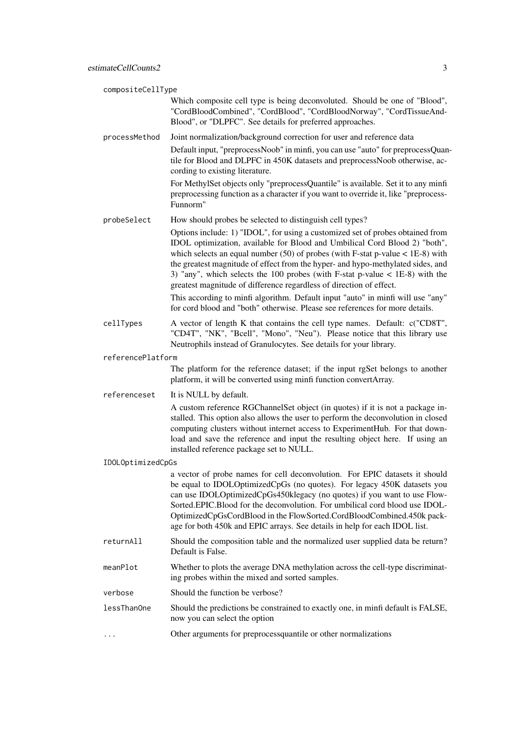compositeCellType
: Which composite cell type is being deconvoluted. Should be one of "Blood", "CordBloodCombined", "CordBlood", "CordBloodNorway", "CordTissueAndBlood", or "DLPFC". See details for preferred approaches.

processMethod
: Joint normalization/background correction for user and reference data

  Default input, "preprocessNoob" in minfi, you can use "auto" for preprocessQuantile for Blood and DLPFC in 450K datasets and preprocessNoob otherwise, according to existing literature.

  For MethylSet objects only "preprocessQuantile" is available. Set it to any minfi preprocessing function as a character if you want to override it, like "preprocessFunnorm"

probeSelect
: How should probes be selected to distinguish cell types?

  Options include: 1) "IDOL", for using a customized set of probes obtained from IDOL optimization, available for Blood and Umbilical Cord Blood 2) "both", which selects an equal number (50) of probes (with F-stat p-value < 1E-8) with the greatest magnitude of effect from the hyper- and hypo-methylated sides, and 3) "any", which selects the 100 probes (with F-stat p-value < 1E-8) with the greatest magnitude of difference regardless of direction of effect.

  This according to minfi algorithm. Default input "auto" in minfi will use "any" for cord blood and "both" otherwise. Please see references for more details.

cellTypes
: A vector of length K that contains the cell type names. Default: c("CD8T", "CD4T", "NK", "Bcell", "Mono", "Neu"). Please notice that this library use Neutrophils instead of Granulocytes. See details for your library.

referencePlatform
: The platform for the reference dataset; if the input rgSet belongs to another platform, it will be converted using minfi function convertArray.

referenceset
: It is NULL by default.

  A custom reference RGChannelSet object (in quotes) if it is not a package installed. This option also allows the user to perform the deconvolution in closed computing clusters without internet access to ExperimentHub. For that download and save the reference and input the resulting object here. If using an installed reference package set to NULL.

IDOLOptimizedCpGs
: a vector of probe names for cell deconvolution. For EPIC datasets it should be equal to IDOLOptimizedCpGs (no quotes). For legacy 450K datasets you can use IDOLOptimizedCpGs450klegacy (no quotes) if you want to use FlowSorted.EPIC.Blood for the deconvolution. For umbilical cord blood use IDOLOptimizedCpGsCordBlood in the FlowSorted.CordBloodCombined.450k package for both 450k and EPIC arrays. See details in help for each IDOL list.

returnAll
: Should the composition table and the normalized user supplied data be return? Default is False.

meanPlot
: Whether to plots the average DNA methylation across the cell-type discriminating probes within the mixed and sorted samples.

verbose
: Should the function be verbose?

lessThanOne
: Should the predictions be constrained to exactly one, in minfi default is FALSE, now you can select the option

...
: Other arguments for preprocessquantile or other normalizations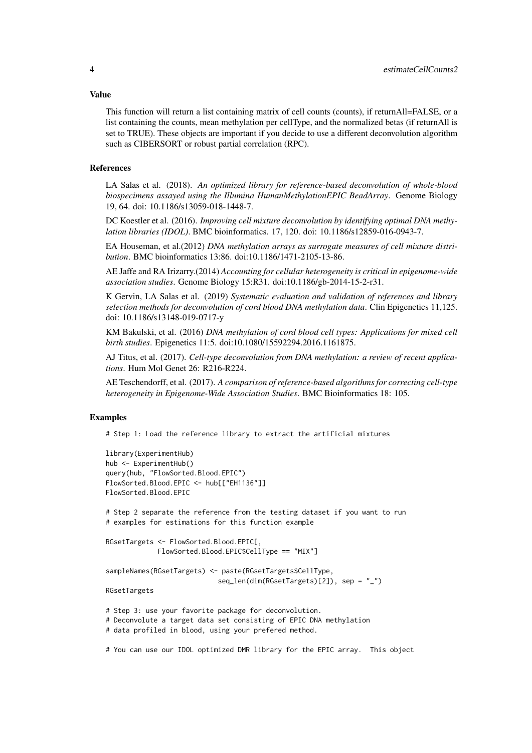## Value

This function will return a list containing matrix of cell counts (counts), if returnAll=FALSE, or a list containing the counts, mean methylation per cellType, and the normalized betas (if returnAll is set to TRUE). These objects are important if you decide to use a different deconvolution algorithm such as CIBERSORT or robust partial correlation (RPC).

## References

LA Salas et al. (2018). *An optimized library for reference-based deconvolution of whole-blood biospecimens assayed using the Illumina HumanMethylationEPIC BeadArray*. Genome Biology 19, 64. doi: 10.1186/s13059-018-1448-7.

DC Koestler et al. (2016). *Improving cell mixture deconvolution by identifying optimal DNA methylation libraries (IDOL)*. BMC bioinformatics. 17, 120. doi: 10.1186/s12859-016-0943-7.

EA Houseman, et al.(2012) *DNA methylation arrays as surrogate measures of cell mixture distribution*. BMC bioinformatics 13:86. doi:10.1186/1471-2105-13-86.

AE Jaffe and RA Irizarry.(2014) *Accounting for cellular heterogeneity is critical in epigenome-wide association studies*. Genome Biology 15:R31. doi:10.1186/gb-2014-15-2-r31.

K Gervin, LA Salas et al. (2019) *Systematic evaluation and validation of references and library selection methods for deconvolution of cord blood DNA methylation data*. Clin Epigenetics 11,125. doi: 10.1186/s13148-019-0717-y

KM Bakulski, et al. (2016) *DNA methylation of cord blood cell types: Applications for mixed cell birth studies*. Epigenetics 11:5. doi:10.1080/15592294.2016.1161875.

AJ Titus, et al. (2017). *Cell-type deconvolution from DNA methylation: a review of recent applications*. Hum Mol Genet 26: R216-R224.

AE Teschendorff, et al. (2017). *A comparison of reference-based algorithms for correcting cell-type heterogeneity in Epigenome-Wide Association Studies*. BMC Bioinformatics 18: 105.

## Examples

```
# Step 1: Load the reference library to extract the artificial mixtures

library(ExperimentHub)
hub <- ExperimentHub()
query(hub, "FlowSorted.Blood.EPIC")
FlowSorted.Blood.EPIC <- hub[["EH1136"]]
FlowSorted.Blood.EPIC

# Step 2 separate the reference from the testing dataset if you want to run
# examples for estimations for this function example

RGsetTargets <- FlowSorted.Blood.EPIC[,
            FlowSorted.Blood.EPIC$CellType == "MIX"]

sampleNames(RGsetTargets) <- paste(RGsetTargets$CellType,
                            seq_len(dim(RGsetTargets)[2]), sep = "_")
RGsetTargets

# Step 3: use your favorite package for deconvolution.
# Deconvolute a target data set consisting of EPIC DNA methylation
# data profiled in blood, using your prefered method.

# You can use our IDOL optimized DMR library for the EPIC array.  This object
```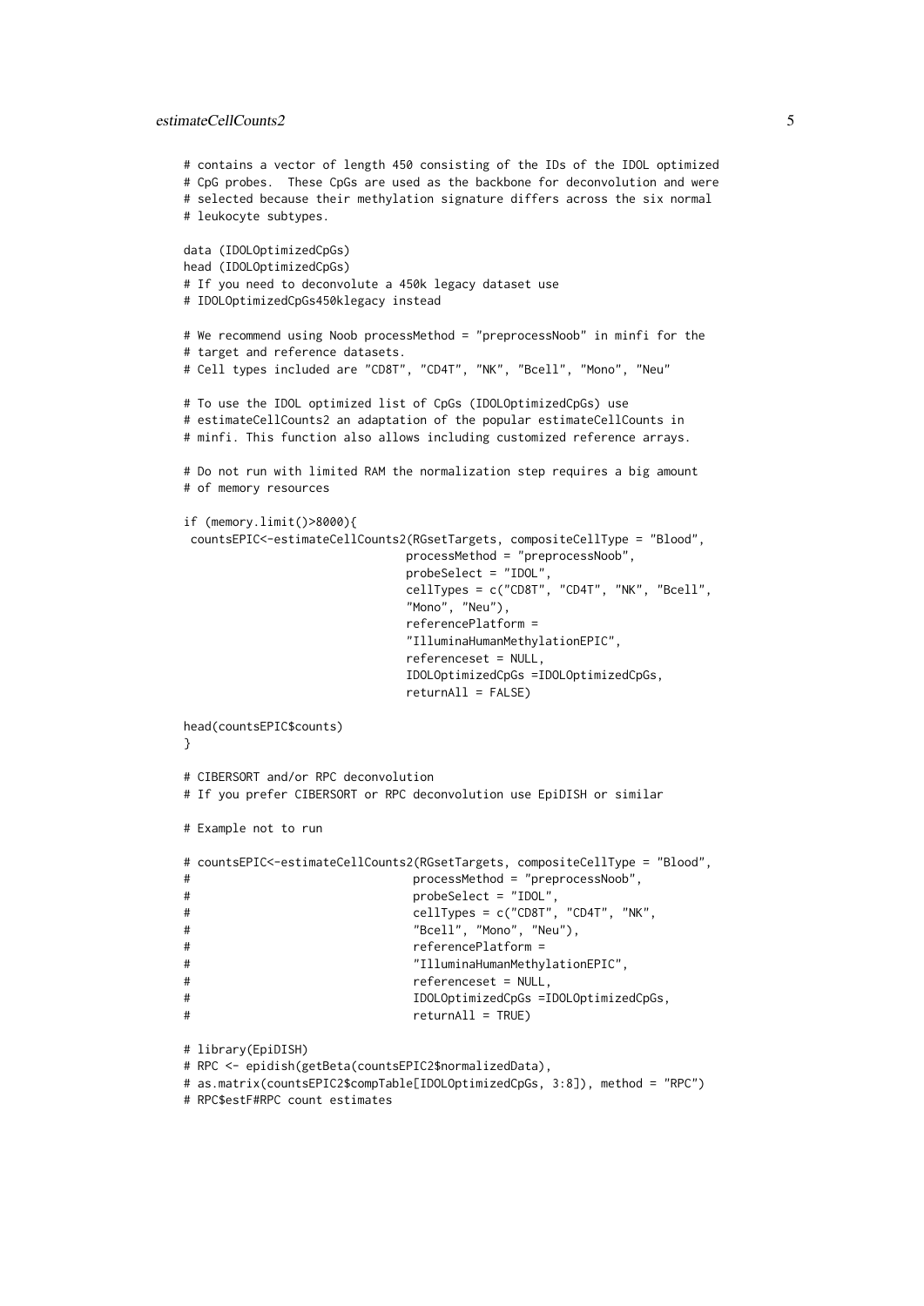```
# contains a vector of length 450 consisting of the IDs of the IDOL optimized
# CpG probes.  These CpGs are used as the backbone for deconvolution and were
# selected because their methylation signature differs across the six normal
# leukocyte subtypes.

data (IDOLOptimizedCpGs)
head (IDOLOptimizedCpGs)
# If you need to deconvolute a 450k legacy dataset use
# IDOLOptimizedCpGs450klegacy instead

# We recommend using Noob processMethod = "preprocessNoob" in minfi for the
# target and reference datasets.
# Cell types included are "CD8T", "CD4T", "NK", "Bcell", "Mono", "Neu"

# To use the IDOL optimized list of CpGs (IDOLOptimizedCpGs) use
# estimateCellCounts2 an adaptation of the popular estimateCellCounts in
# minfi. This function also allows including customized reference arrays.

# Do not run with limited RAM the normalization step requires a big amount
# of memory resources

if (memory.limit()>8000){
 countsEPIC<-estimateCellCounts2(RGsetTargets, compositeCellType = "Blood",
                                processMethod = "preprocessNoob",
                                probeSelect = "IDOL",
                                cellTypes = c("CD8T", "CD4T", "NK", "Bcell",
                                "Mono", "Neu"),
                                referencePlatform =
                                "IlluminaHumanMethylationEPIC",
                                referenceset = NULL,
                                IDOLOptimizedCpGs =IDOLOptimizedCpGs,
                                returnAll = FALSE)

head(countsEPIC$counts)
}

# CIBERSORT and/or RPC deconvolution
# If you prefer CIBERSORT or RPC deconvolution use EpiDISH or similar

# Example not to run

# countsEPIC<-estimateCellCounts2(RGsetTargets, compositeCellType = "Blood",
#                                processMethod = "preprocessNoob",
#                                probeSelect = "IDOL",
#                                cellTypes = c("CD8T", "CD4T", "NK",
#                                "Bcell", "Mono", "Neu"),
#                                referencePlatform =
#                                "IlluminaHumanMethylationEPIC",
#                                referenceset = NULL,
#                                IDOLOptimizedCpGs =IDOLOptimizedCpGs,
#                                returnAll = TRUE)

# library(EpiDISH)
# RPC <- epidish(getBeta(countsEPIC2$normalizedData),
# as.matrix(countsEPIC2$compTable[IDOLOptimizedCpGs, 3:8]), method = "RPC")
# RPC$estF#RPC count estimates
```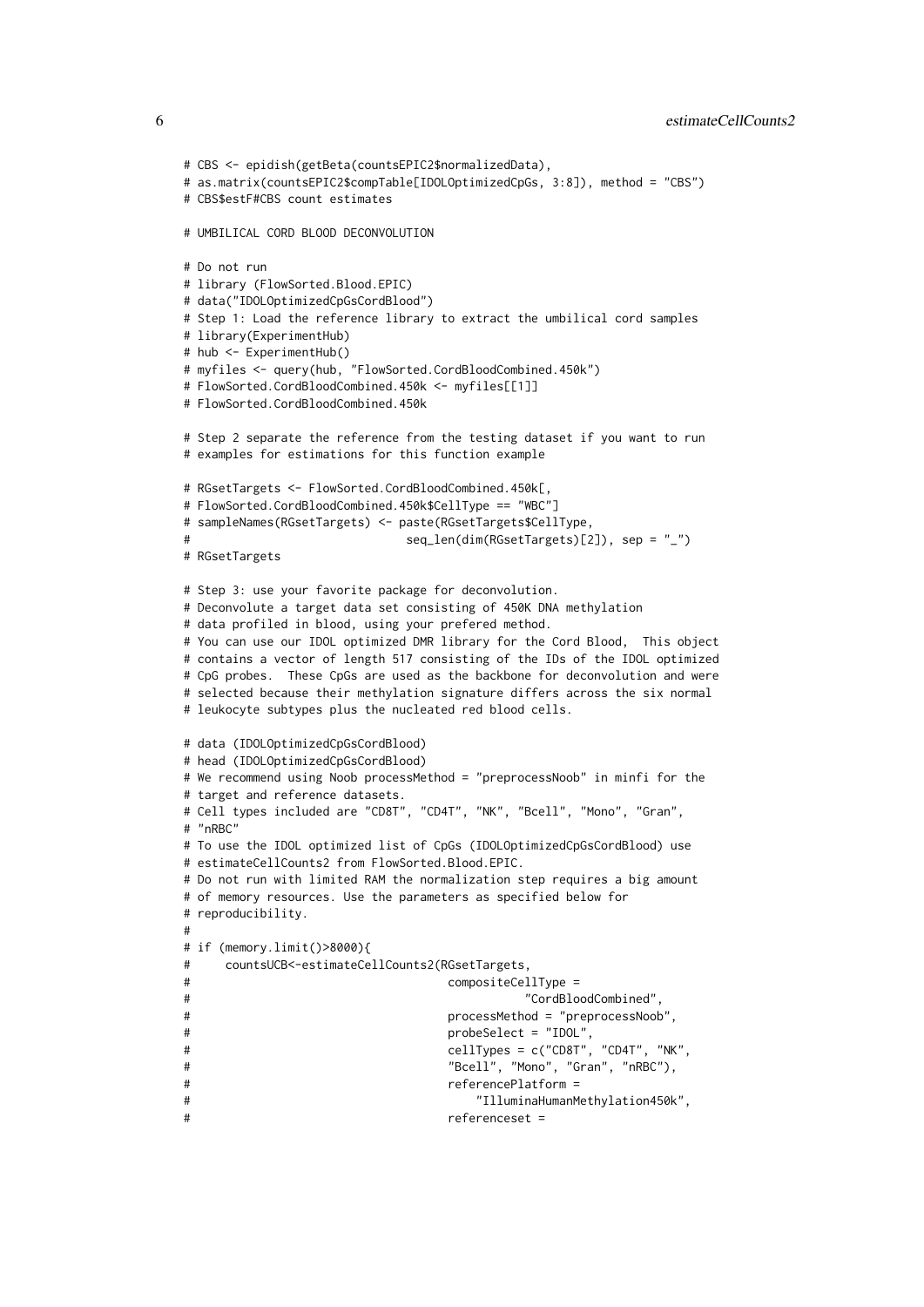```
# CBS <- epidish(getBeta(countsEPIC2$normalizedData),
# as.matrix(countsEPIC2$compTable[IDOLOptimizedCpGs, 3:8]), method = "CBS")
# CBS$estF#CBS count estimates

# UMBILICAL CORD BLOOD DECONVOLUTION

# Do not run
# library (FlowSorted.Blood.EPIC)
# data("IDOLOptimizedCpGsCordBlood")
# Step 1: Load the reference library to extract the umbilical cord samples
# library(ExperimentHub)
# hub <- ExperimentHub()
# myfiles <- query(hub, "FlowSorted.CordBloodCombined.450k")
# FlowSorted.CordBloodCombined.450k <- myfiles[[1]]
# FlowSorted.CordBloodCombined.450k

# Step 2 separate the reference from the testing dataset if you want to run
# examples for estimations for this function example

# RGsetTargets <- FlowSorted.CordBloodCombined.450k[,
# FlowSorted.CordBloodCombined.450k$CellType == "WBC"]
# sampleNames(RGsetTargets) <- paste(RGsetTargets$CellType,
#                               seq_len(dim(RGsetTargets)[2]), sep = "_")
# RGsetTargets

# Step 3: use your favorite package for deconvolution.
# Deconvolute a target data set consisting of 450K DNA methylation
# data profiled in blood, using your prefered method.
# You can use our IDOL optimized DMR library for the Cord Blood,  This object
# contains a vector of length 517 consisting of the IDs of the IDOL optimized
# CpG probes.  These CpGs are used as the backbone for deconvolution and were
# selected because their methylation signature differs across the six normal
# leukocyte subtypes plus the nucleated red blood cells.

# data (IDOLOptimizedCpGsCordBlood)
# head (IDOLOptimizedCpGsCordBlood)
# We recommend using Noob processMethod = "preprocessNoob" in minfi for the
# target and reference datasets.
# Cell types included are "CD8T", "CD4T", "NK", "Bcell", "Mono", "Gran",
# "nRBC"
# To use the IDOL optimized list of CpGs (IDOLOptimizedCpGsCordBlood) use
# estimateCellCounts2 from FlowSorted.Blood.EPIC.
# Do not run with limited RAM the normalization step requires a big amount
# of memory resources. Use the parameters as specified below for
# reproducibility.
#
# if (memory.limit()>8000){
#     countsUCB<-estimateCellCounts2(RGsetTargets,
#                                    compositeCellType =
#                                               "CordBloodCombined",
#                                    processMethod = "preprocessNoob",
#                                    probeSelect = "IDOL",
#                                    cellTypes = c("CD8T", "CD4T", "NK",
#                                    "Bcell", "Mono", "Gran", "nRBC"),
#                                    referencePlatform =
#                                        "IlluminaHumanMethylation450k",
#                                    referenceset =
```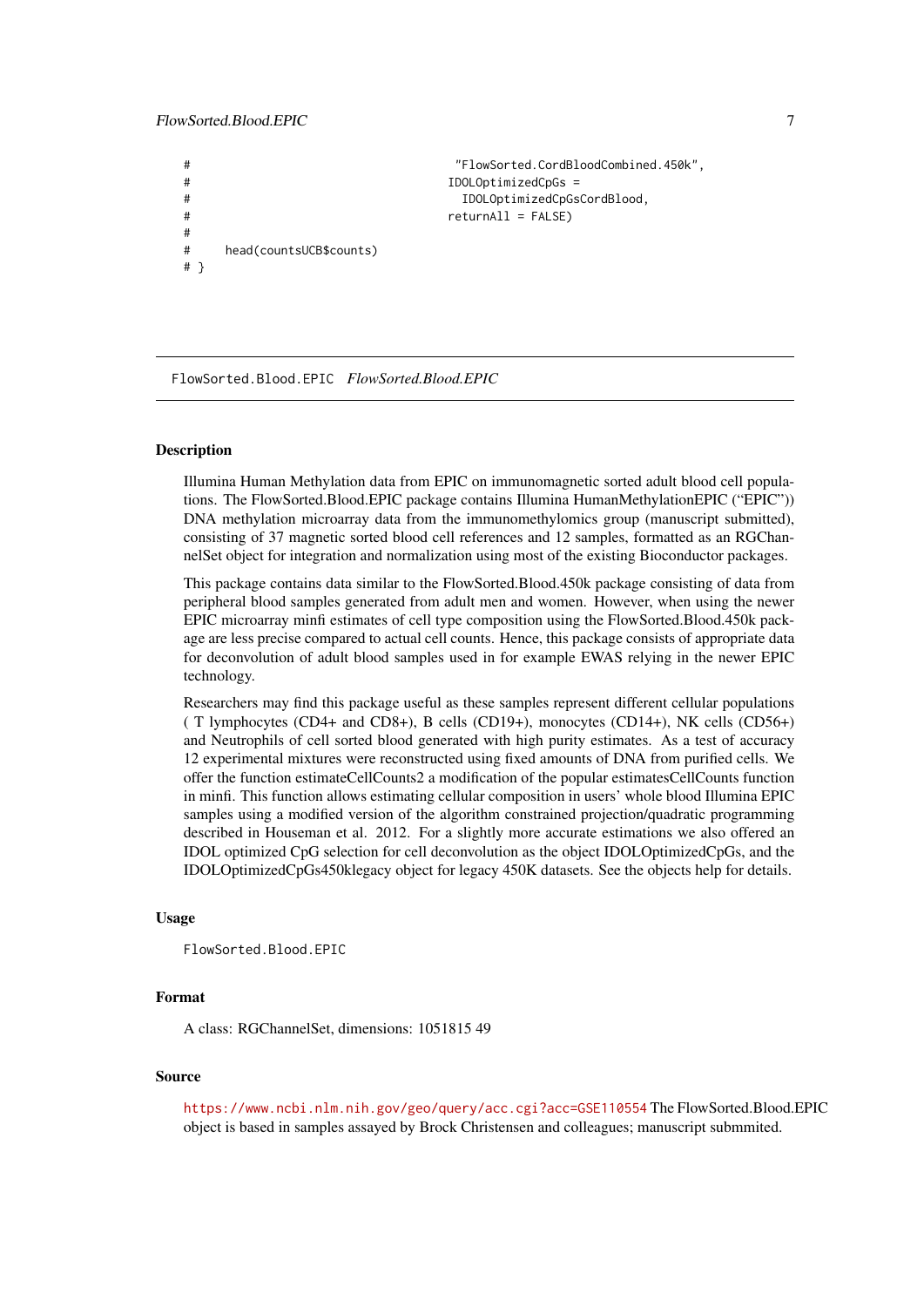```
#                                    "FlowSorted.CordBloodCombined.450k",
#                                   IDOLOptimizedCpGs =
#                                     IDOLOptimizedCpGsCordBlood,
#                                   returnAll = FALSE)
#
#     head(countsUCB$counts)
# }
```

---

FlowSorted.Blood.EPIC    *FlowSorted.Blood.EPIC*

---

### Description

Illumina Human Methylation data from EPIC on immunomagnetic sorted adult blood cell populations. The FlowSorted.Blood.EPIC package contains Illumina HumanMethylationEPIC ("EPIC")) DNA methylation microarray data from the immunomethylomics group (manuscript submitted), consisting of 37 magnetic sorted blood cell references and 12 samples, formatted as an RGChannelSet object for integration and normalization using most of the existing Bioconductor packages.

This package contains data similar to the FlowSorted.Blood.450k package consisting of data from peripheral blood samples generated from adult men and women. However, when using the newer EPIC microarray minfi estimates of cell type composition using the FlowSorted.Blood.450k package are less precise compared to actual cell counts. Hence, this package consists of appropriate data for deconvolution of adult blood samples used in for example EWAS relying in the newer EPIC technology.

Researchers may find this package useful as these samples represent different cellular populations ( T lymphocytes (CD4+ and CD8+), B cells (CD19+), monocytes (CD14+), NK cells (CD56+) and Neutrophils of cell sorted blood generated with high purity estimates. As a test of accuracy 12 experimental mixtures were reconstructed using fixed amounts of DNA from purified cells. We offer the function estimateCellCounts2 a modification of the popular estimatesCellCounts function in minfi. This function allows estimating cellular composition in users' whole blood Illumina EPIC samples using a modified version of the algorithm constrained projection/quadratic programming described in Houseman et al. 2012. For a slightly more accurate estimations we also offered an IDOL optimized CpG selection for cell deconvolution as the object IDOLOptimizedCpGs, and the IDOLOptimizedCpGs450klegacy object for legacy 450K datasets. See the objects help for details.

### Usage

```
FlowSorted.Blood.EPIC
```

### Format

A class: RGChannelSet, dimensions: 1051815 49

### Source

https://www.ncbi.nlm.nih.gov/geo/query/acc.cgi?acc=GSE110554 The FlowSorted.Blood.EPIC object is based in samples assayed by Brock Christensen and colleagues; manuscript submmited.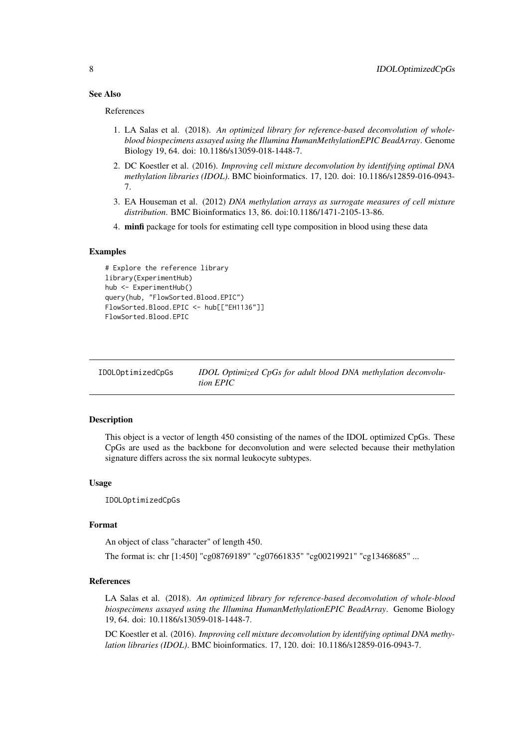### See Also

References

1. LA Salas et al. (2018). *An optimized library for reference-based deconvolution of whole-blood biospecimens assayed using the Illumina HumanMethylationEPIC BeadArray*. Genome Biology 19, 64. doi: 10.1186/s13059-018-1448-7.
2. DC Koestler et al. (2016). *Improving cell mixture deconvolution by identifying optimal DNA methylation libraries (IDOL)*. BMC bioinformatics. 17, 120. doi: 10.1186/s12859-016-0943-7.
3. EA Houseman et al. (2012) *DNA methylation arrays as surrogate measures of cell mixture distribution*. BMC Bioinformatics 13, 86. doi:10.1186/1471-2105-13-86.
4. **minfi** package for tools for estimating cell type composition in blood using these data

### Examples

```
# Explore the reference library
library(ExperimentHub)
hub <- ExperimentHub()
query(hub, "FlowSorted.Blood.EPIC")
FlowSorted.Blood.EPIC <- hub[["EH1136"]]
FlowSorted.Blood.EPIC
```

---

## IDOLOptimizedCpGs — *IDOL Optimized CpGs for adult blood DNA methylation deconvolution EPIC*

---

### Description

This object is a vector of length 450 consisting of the names of the IDOL optimized CpGs. These CpGs are used as the backbone for deconvolution and were selected because their methylation signature differs across the six normal leukocyte subtypes.

### Usage

```
IDOLOptimizedCpGs
```

### Format

An object of class "character" of length 450.

The format is: chr [1:450] "cg08769189" "cg07661835" "cg00219921" "cg13468685" ...

### References

LA Salas et al. (2018). *An optimized library for reference-based deconvolution of whole-blood biospecimens assayed using the Illumina HumanMethylationEPIC BeadArray*. Genome Biology 19, 64. doi: 10.1186/s13059-018-1448-7.

DC Koestler et al. (2016). *Improving cell mixture deconvolution by identifying optimal DNA methylation libraries (IDOL)*. BMC bioinformatics. 17, 120. doi: 10.1186/s12859-016-0943-7.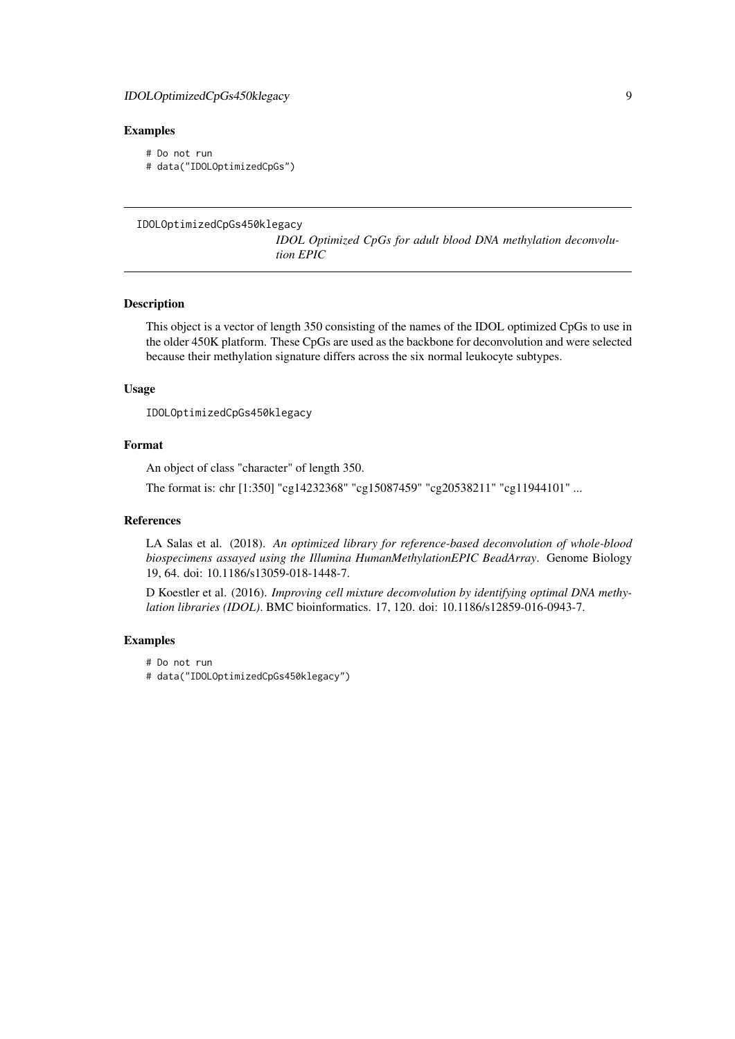## Examples

```
# Do not run
# data("IDOLOptimizedCpGs")
```

---

`IDOLOptimizedCpGs450klegacy`

*IDOL Optimized CpGs for adult blood DNA methylation deconvolution EPIC*

---

## Description

This object is a vector of length 350 consisting of the names of the IDOL optimized CpGs to use in the older 450K platform. These CpGs are used as the backbone for deconvolution and were selected because their methylation signature differs across the six normal leukocyte subtypes.

## Usage

```
IDOLOptimizedCpGs450klegacy
```

## Format

An object of class "character" of length 350.

The format is: chr [1:350] "cg14232368" "cg15087459" "cg20538211" "cg11944101" ...

## References

LA Salas et al. (2018). *An optimized library for reference-based deconvolution of whole-blood biospecimens assayed using the Illumina HumanMethylationEPIC BeadArray*. Genome Biology 19, 64. doi: 10.1186/s13059-018-1448-7.

D Koestler et al. (2016). *Improving cell mixture deconvolution by identifying optimal DNA methylation libraries (IDOL)*. BMC bioinformatics. 17, 120. doi: 10.1186/s12859-016-0943-7.

## Examples

```
# Do not run
# data("IDOLOptimizedCpGs450klegacy")
```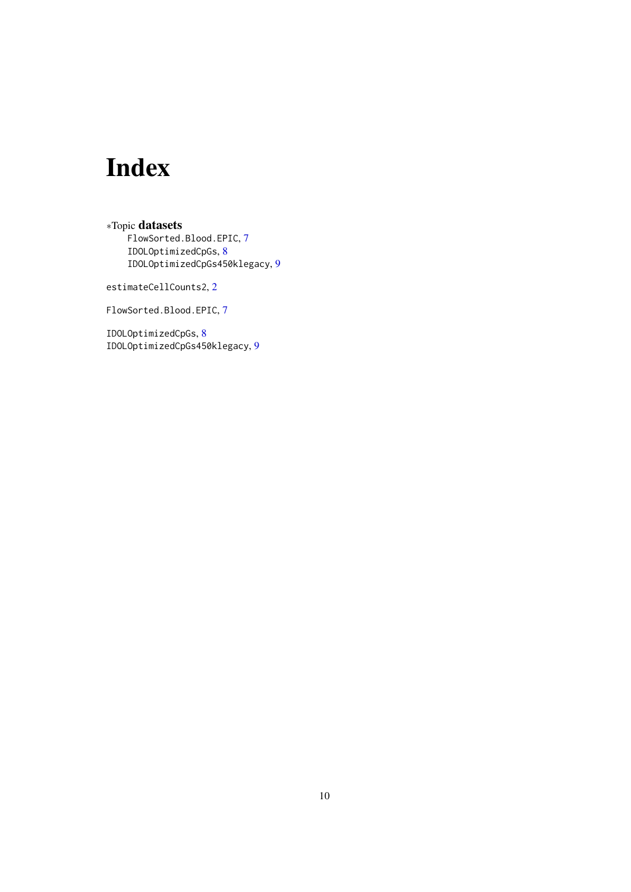# Index

*Topic **datasets**
- FlowSorted.Blood.EPIC, 7
- IDOLOptimizedCpGs, 8
- IDOLOptimizedCpGs450klegacy, 9

estimateCellCounts2, 2

FlowSorted.Blood.EPIC, 7

IDOLOptimizedCpGs, 8
IDOLOptimizedCpGs450klegacy, 9